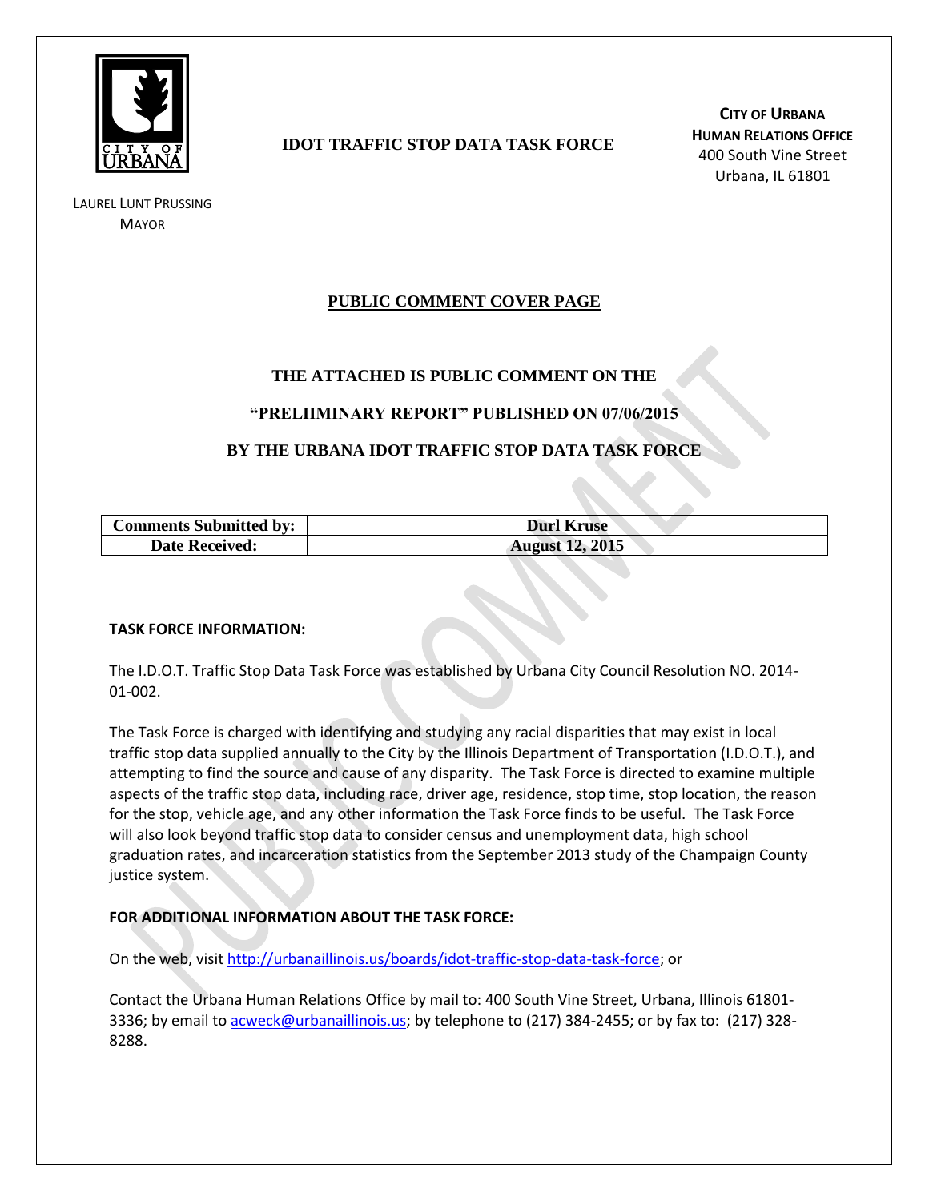CITY OF URBANA

LAUREL LUNT PRUSSING
MAYOR

**IDOT TRAFFIC STOP DATA TASK FORCE**

**CITY OF URBANA**
**HUMAN RELATIONS OFFICE**
400 South Vine Street
Urbana, IL 61801

## PUBLIC COMMENT COVER PAGE

**THE ATTACHED IS PUBLIC COMMENT ON THE**

**"PRELIIMINARY REPORT" PUBLISHED ON 07/06/2015**

**BY THE URBANA IDOT TRAFFIC STOP DATA TASK FORCE**

| **Comments Submitted by:** | **Durl Kruse** |
|---|---|
| **Date Received:** | **August 12, 2015** |

**TASK FORCE INFORMATION:**

The I.D.O.T. Traffic Stop Data Task Force was established by Urbana City Council Resolution NO. 2014-01-002.

The Task Force is charged with identifying and studying any racial disparities that may exist in local traffic stop data supplied annually to the City by the Illinois Department of Transportation (I.D.O.T.), and attempting to find the source and cause of any disparity. The Task Force is directed to examine multiple aspects of the traffic stop data, including race, driver age, residence, stop time, stop location, the reason for the stop, vehicle age, and any other information the Task Force finds to be useful. The Task Force will also look beyond traffic stop data to consider census and unemployment data, high school graduation rates, and incarceration statistics from the September 2013 study of the Champaign County justice system.

**FOR ADDITIONAL INFORMATION ABOUT THE TASK FORCE:**

On the web, visit http://urbanaillinois.us/boards/idot-traffic-stop-data-task-force; or

Contact the Urbana Human Relations Office by mail to: 400 South Vine Street, Urbana, Illinois 61801-3336; by email to acweck@urbanaillinois.us; by telephone to (217) 384-2455; or by fax to: (217) 328-8288.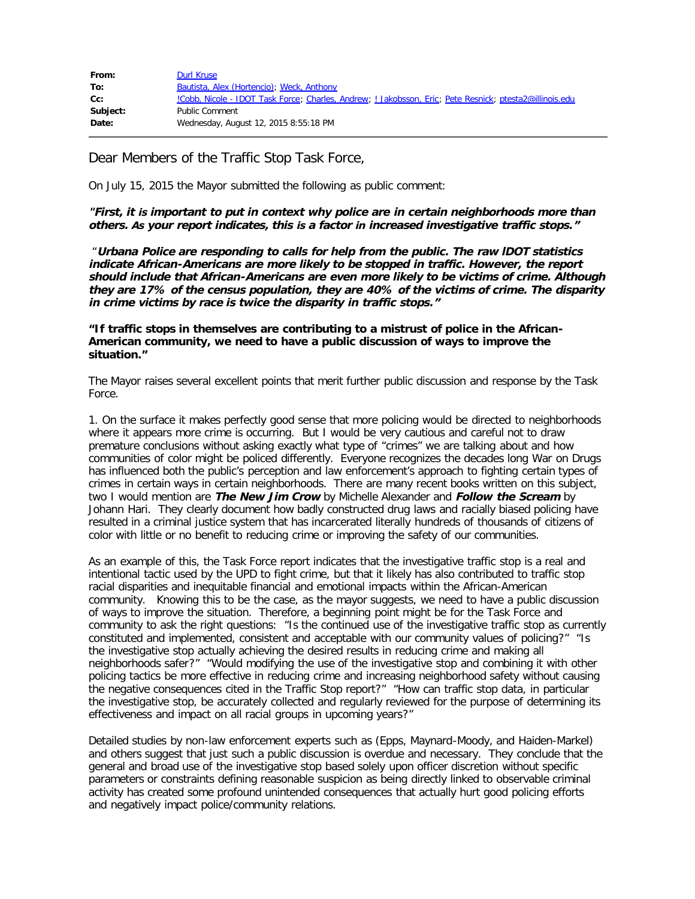| | |
|---|---|
| **From:** | Durl Kruse |
| **To:** | Bautista, Alex (Hortencio); Weck, Anthony |
| **Cc:** | !Cobb, Nicole - IDOT Task Force; Charles, Andrew; ! Jakobsson, Eric; Pete Resnick; ptesta2@illinois.edu |
| **Subject:** | Public Comment |
| **Date:** | Wednesday, August 12, 2015 8:55:18 PM |

Dear Members of the Traffic Stop Task Force,

On July 15, 2015 the Mayor submitted the following as public comment:

***"First, it is important to put in context why police are in certain neighborhoods more than others. As your report indicates, this is a factor in increased investigative traffic stops."***

***"Urbana Police are responding to calls for help from the public. The raw IDOT statistics indicate African-Americans are more likely to be stopped in traffic. However, the report should include that African-Americans are even more likely to be victims of crime. Although they are 17% of the census population, they are 40% of the victims of crime. The disparity in crime victims by race is twice the disparity in traffic stops."***

**"If traffic stops in themselves are contributing to a mistrust of police in the African-American community, we need to have a public discussion of ways to improve the situation."**

The Mayor raises several excellent points that merit further public discussion and response by the Task Force.

1. On the surface it makes perfectly good sense that more policing would be directed to neighborhoods where it appears more crime is occurring. But I would be very cautious and careful not to draw premature conclusions without asking exactly what type of "crimes" we are talking about and how communities of color might be policed differently. Everyone recognizes the decades long War on Drugs has influenced both the public's perception and law enforcement's approach to fighting certain types of crimes in certain ways in certain neighborhoods. There are many recent books written on this subject, two I would mention are ***The New Jim Crow*** by Michelle Alexander and ***Follow the Scream*** by Johann Hari. They clearly document how badly constructed drug laws and racially biased policing have resulted in a criminal justice system that has incarcerated literally hundreds of thousands of citizens of color with little or no benefit to reducing crime or improving the safety of our communities.

As an example of this, the Task Force report indicates that the investigative traffic stop is a real and intentional tactic used by the UPD to fight crime, but that it likely has also contributed to traffic stop racial disparities and inequitable financial and emotional impacts within the African-American community. Knowing this to be the case, as the mayor suggests, we need to have a public discussion of ways to improve the situation. Therefore, a beginning point might be for the Task Force and community to ask the right questions: "Is the continued use of the investigative traffic stop as currently constituted and implemented, consistent and acceptable with our community values of policing?" "Is the investigative stop actually achieving the desired results in reducing crime and making all neighborhoods safer?" "Would modifying the use of the investigative stop and combining it with other policing tactics be more effective in reducing crime and increasing neighborhood safety without causing the negative consequences cited in the Traffic Stop report?" "How can traffic stop data, in particular the investigative stop, be accurately collected and regularly reviewed for the purpose of determining its effectiveness and impact on all racial groups in upcoming years?"

Detailed studies by non-law enforcement experts such as (Epps, Maynard-Moody, and Haiden-Markel) and others suggest that just such a public discussion is overdue and necessary. They conclude that the general and broad use of the investigative stop based solely upon officer discretion without specific parameters or constraints defining reasonable suspicion as being directly linked to observable criminal activity has created some profound unintended consequences that actually hurt good policing efforts and negatively impact police/community relations.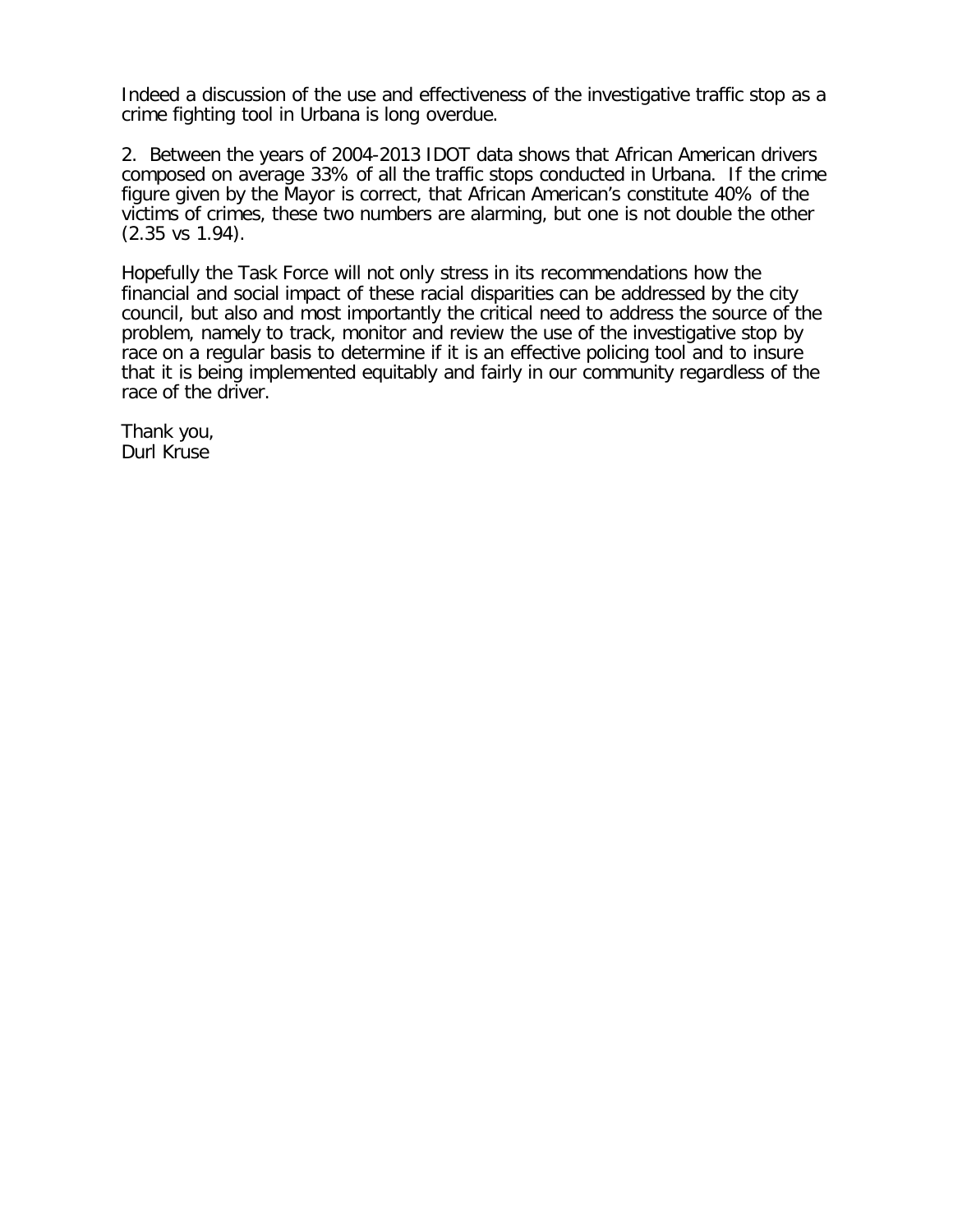Indeed a discussion of the use and effectiveness of the investigative traffic stop as a crime fighting tool in Urbana is long overdue.

2. Between the years of 2004-2013 IDOT data shows that African American drivers composed on average 33% of all the traffic stops conducted in Urbana. If the crime figure given by the Mayor is correct, that African American's constitute 40% of the victims of crimes, these two numbers are alarming, but one is not double the other (2.35 vs 1.94).

Hopefully the Task Force will not only stress in its recommendations how the financial and social impact of these racial disparities can be addressed by the city council, but also and most importantly the critical need to address the source of the problem, namely to track, monitor and review the use of the investigative stop by race on a regular basis to determine if it is an effective policing tool and to insure that it is being implemented equitably and fairly in our community regardless of the race of the driver.

Thank you,
Durl Kruse